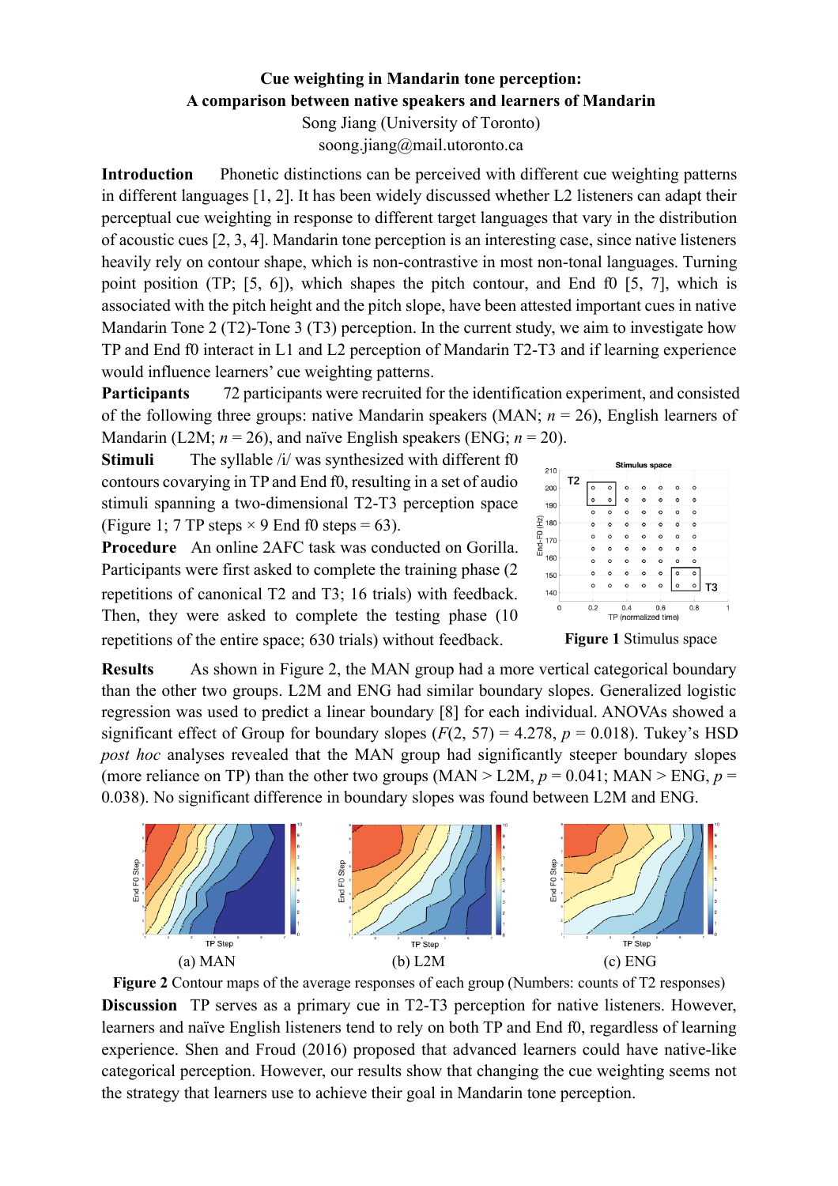# Cue weighting in Mandarin tone perception:
# A comparison between native speakers and learners of Mandarin

Song Jiang (University of Toronto)
soong.jiang@mail.utoronto.ca

**Introduction** Phonetic distinctions can be perceived with different cue weighting patterns in different languages [1, 2]. It has been widely discussed whether L2 listeners can adapt their perceptual cue weighting in response to different target languages that vary in the distribution of acoustic cues [2, 3, 4]. Mandarin tone perception is an interesting case, since native listeners heavily rely on contour shape, which is non-contrastive in most non-tonal languages. Turning point position (TP; [5, 6]), which shapes the pitch contour, and End f0 [5, 7], which is associated with the pitch height and the pitch slope, have been attested important cues in native Mandarin Tone 2 (T2)-Tone 3 (T3) perception. In the current study, we aim to investigate how TP and End f0 interact in L1 and L2 perception of Mandarin T2-T3 and if learning experience would influence learners' cue weighting patterns.

**Participants** 72 participants were recruited for the identification experiment, and consisted of the following three groups: native Mandarin speakers (MAN; $n$ = 26), English learners of Mandarin (L2M; $n$ = 26), and naïve English speakers (ENG; $n$ = 20).

**Stimuli** The syllable /i/ was synthesized with different f0 contours covarying in TP and End f0, resulting in a set of audio stimuli spanning a two-dimensional T2-T3 perception space (Figure 1; 7 TP steps × 9 End f0 steps = 63).

**Procedure** An online 2AFC task was conducted on Gorilla. Participants were first asked to complete the training phase (2 repetitions of canonical T2 and T3; 16 trials) with feedback. Then, they were asked to complete the testing phase (10 repetitions of the entire space; 630 trials) without feedback.

**Figure 1** Stimulus space

**Results** As shown in Figure 2, the MAN group had a more vertical categorical boundary than the other two groups. L2M and ENG had similar boundary slopes. Generalized logistic regression was used to predict a linear boundary [8] for each individual. ANOVAs showed a significant effect of Group for boundary slopes ($F(2, 57) = 4.278$, $p = 0.018$). Tukey's HSD *post hoc* analyses revealed that the MAN group had significantly steeper boundary slopes (more reliance on TP) than the other two groups (MAN > L2M, $p = 0.041$; MAN > ENG, $p = 0.038$). No significant difference in boundary slopes was found between L2M and ENG.

(a) MAN (b) L2M (c) ENG

**Figure 2** Contour maps of the average responses of each group (Numbers: counts of T2 responses)

**Discussion** TP serves as a primary cue in T2-T3 perception for native listeners. However, learners and naïve English listeners tend to rely on both TP and End f0, regardless of learning experience. Shen and Froud (2016) proposed that advanced learners could have native-like categorical perception. However, our results show that changing the cue weighting seems not the strategy that learners use to achieve their goal in Mandarin tone perception.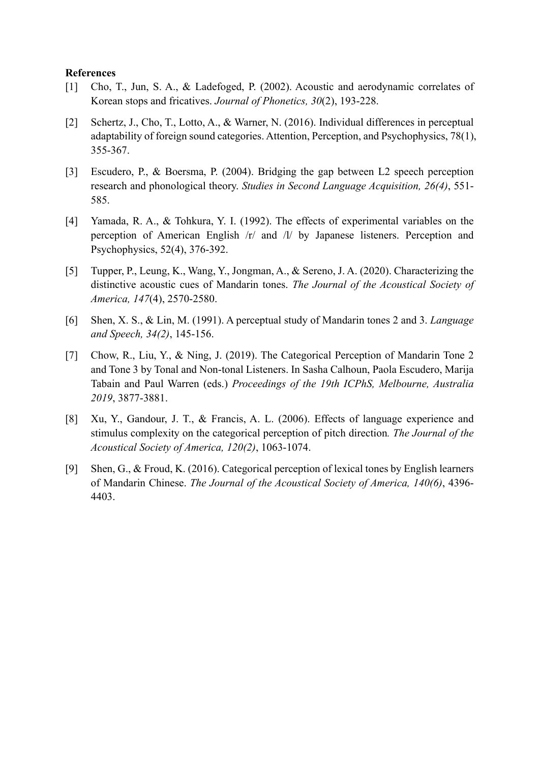**References**

[1] Cho, T., Jun, S. A., & Ladefoged, P. (2002). Acoustic and aerodynamic correlates of Korean stops and fricatives. *Journal of Phonetics, 30*(2), 193-228.

[2] Schertz, J., Cho, T., Lotto, A., & Warner, N. (2016). Individual differences in perceptual adaptability of foreign sound categories. Attention, Perception, and Psychophysics, 78(1), 355-367.

[3] Escudero, P., & Boersma, P. (2004). Bridging the gap between L2 speech perception research and phonological theory. *Studies in Second Language Acquisition, 26(4)*, 551-585.

[4] Yamada, R. A., & Tohkura, Y. I. (1992). The effects of experimental variables on the perception of American English /r/ and /l/ by Japanese listeners. Perception and Psychophysics, 52(4), 376-392.

[5] Tupper, P., Leung, K., Wang, Y., Jongman, A., & Sereno, J. A. (2020). Characterizing the distinctive acoustic cues of Mandarin tones. *The Journal of the Acoustical Society of America, 147*(4), 2570-2580.

[6] Shen, X. S., & Lin, M. (1991). A perceptual study of Mandarin tones 2 and 3. *Language and Speech, 34(2)*, 145-156.

[7] Chow, R., Liu, Y., & Ning, J. (2019). The Categorical Perception of Mandarin Tone 2 and Tone 3 by Tonal and Non-tonal Listeners. In Sasha Calhoun, Paola Escudero, Marija Tabain and Paul Warren (eds.) *Proceedings of the 19th ICPhS, Melbourne, Australia 2019*, 3877-3881.

[8] Xu, Y., Gandour, J. T., & Francis, A. L. (2006). Effects of language experience and stimulus complexity on the categorical perception of pitch direction*. The Journal of the Acoustical Society of America, 120(2)*, 1063-1074.

[9] Shen, G., & Froud, K. (2016). Categorical perception of lexical tones by English learners of Mandarin Chinese. *The Journal of the Acoustical Society of America, 140(6)*, 4396-4403.